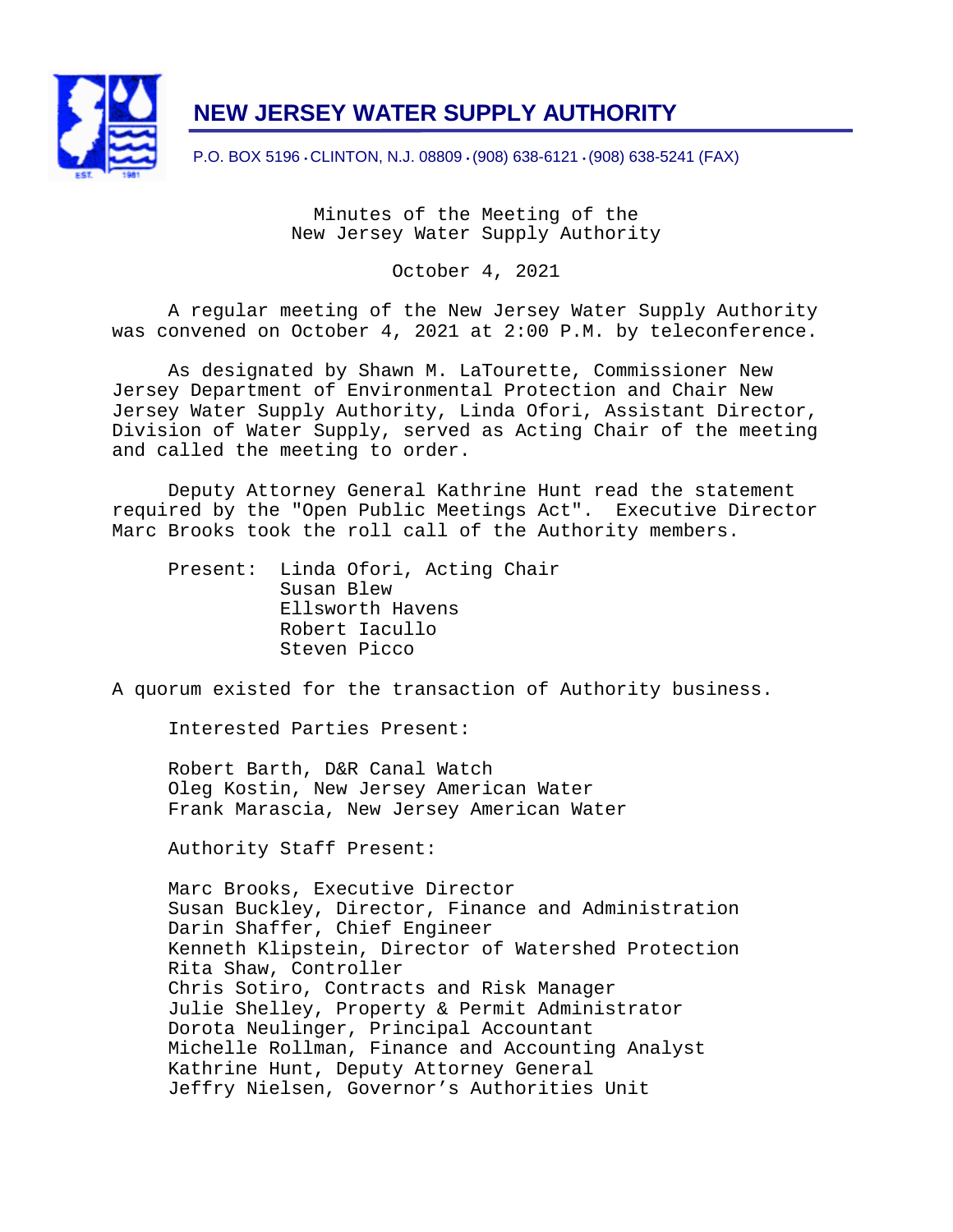# NEW JERSEY WATER SUPPLY AUTHORITY

P.O. BOX 5196 • CLINTON, N.J. 08809 • (908) 638-6121 • (908) 638-5241 (FAX)

Minutes of the Meeting of the
New Jersey Water Supply Authority

October 4, 2021

A regular meeting of the New Jersey Water Supply Authority was convened on October 4, 2021 at 2:00 P.M. by teleconference.

As designated by Shawn M. LaTourette, Commissioner New Jersey Department of Environmental Protection and Chair New Jersey Water Supply Authority, Linda Ofori, Assistant Director, Division of Water Supply, served as Acting Chair of the meeting and called the meeting to order.

Deputy Attorney General Kathrine Hunt read the statement required by the "Open Public Meetings Act". Executive Director Marc Brooks took the roll call of the Authority members.

Present:
- Linda Ofori, Acting Chair
- Susan Blew
- Ellsworth Havens
- Robert Iacullo
- Steven Picco

A quorum existed for the transaction of Authority business.

Interested Parties Present:

- Robert Barth, D&R Canal Watch
- Oleg Kostin, New Jersey American Water
- Frank Marascia, New Jersey American Water

Authority Staff Present:

- Marc Brooks, Executive Director
- Susan Buckley, Director, Finance and Administration
- Darin Shaffer, Chief Engineer
- Kenneth Klipstein, Director of Watershed Protection
- Rita Shaw, Controller
- Chris Sotiro, Contracts and Risk Manager
- Julie Shelley, Property & Permit Administrator
- Dorota Neulinger, Principal Accountant
- Michelle Rollman, Finance and Accounting Analyst
- Kathrine Hunt, Deputy Attorney General
- Jeffry Nielsen, Governor's Authorities Unit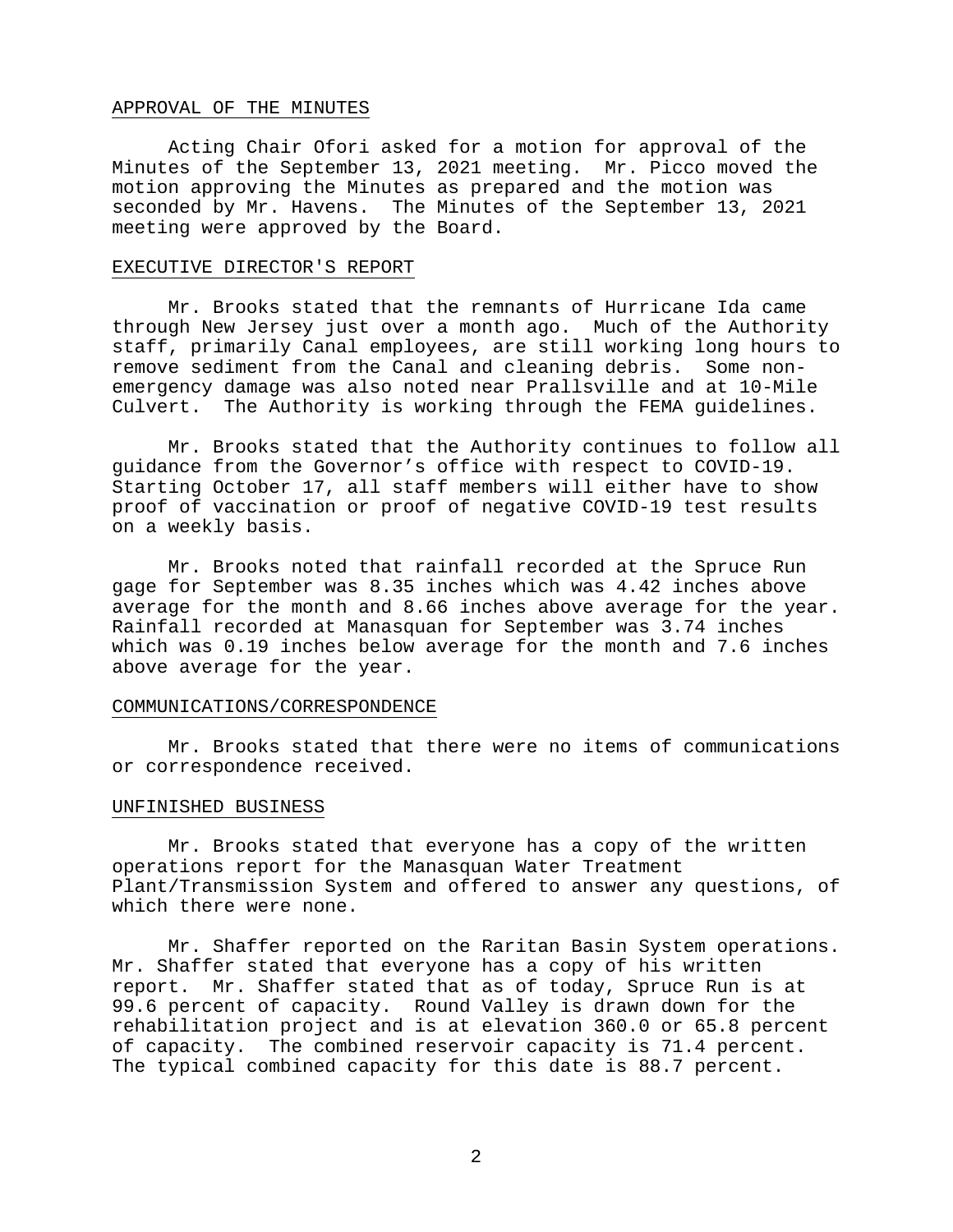## APPROVAL OF THE MINUTES

Acting Chair Ofori asked for a motion for approval of the Minutes of the September 13, 2021 meeting. Mr. Picco moved the motion approving the Minutes as prepared and the motion was seconded by Mr. Havens. The Minutes of the September 13, 2021 meeting were approved by the Board.

## EXECUTIVE DIRECTOR'S REPORT

Mr. Brooks stated that the remnants of Hurricane Ida came through New Jersey just over a month ago. Much of the Authority staff, primarily Canal employees, are still working long hours to remove sediment from the Canal and cleaning debris. Some non-emergency damage was also noted near Prallsville and at 10-Mile Culvert. The Authority is working through the FEMA guidelines.

Mr. Brooks stated that the Authority continues to follow all guidance from the Governor's office with respect to COVID-19. Starting October 17, all staff members will either have to show proof of vaccination or proof of negative COVID-19 test results on a weekly basis.

Mr. Brooks noted that rainfall recorded at the Spruce Run gage for September was 8.35 inches which was 4.42 inches above average for the month and 8.66 inches above average for the year. Rainfall recorded at Manasquan for September was 3.74 inches which was 0.19 inches below average for the month and 7.6 inches above average for the year.

## COMMUNICATIONS/CORRESPONDENCE

Mr. Brooks stated that there were no items of communications or correspondence received.

## UNFINISHED BUSINESS

Mr. Brooks stated that everyone has a copy of the written operations report for the Manasquan Water Treatment Plant/Transmission System and offered to answer any questions, of which there were none.

Mr. Shaffer reported on the Raritan Basin System operations. Mr. Shaffer stated that everyone has a copy of his written report. Mr. Shaffer stated that as of today, Spruce Run is at 99.6 percent of capacity. Round Valley is drawn down for the rehabilitation project and is at elevation 360.0 or 65.8 percent of capacity. The combined reservoir capacity is 71.4 percent. The typical combined capacity for this date is 88.7 percent.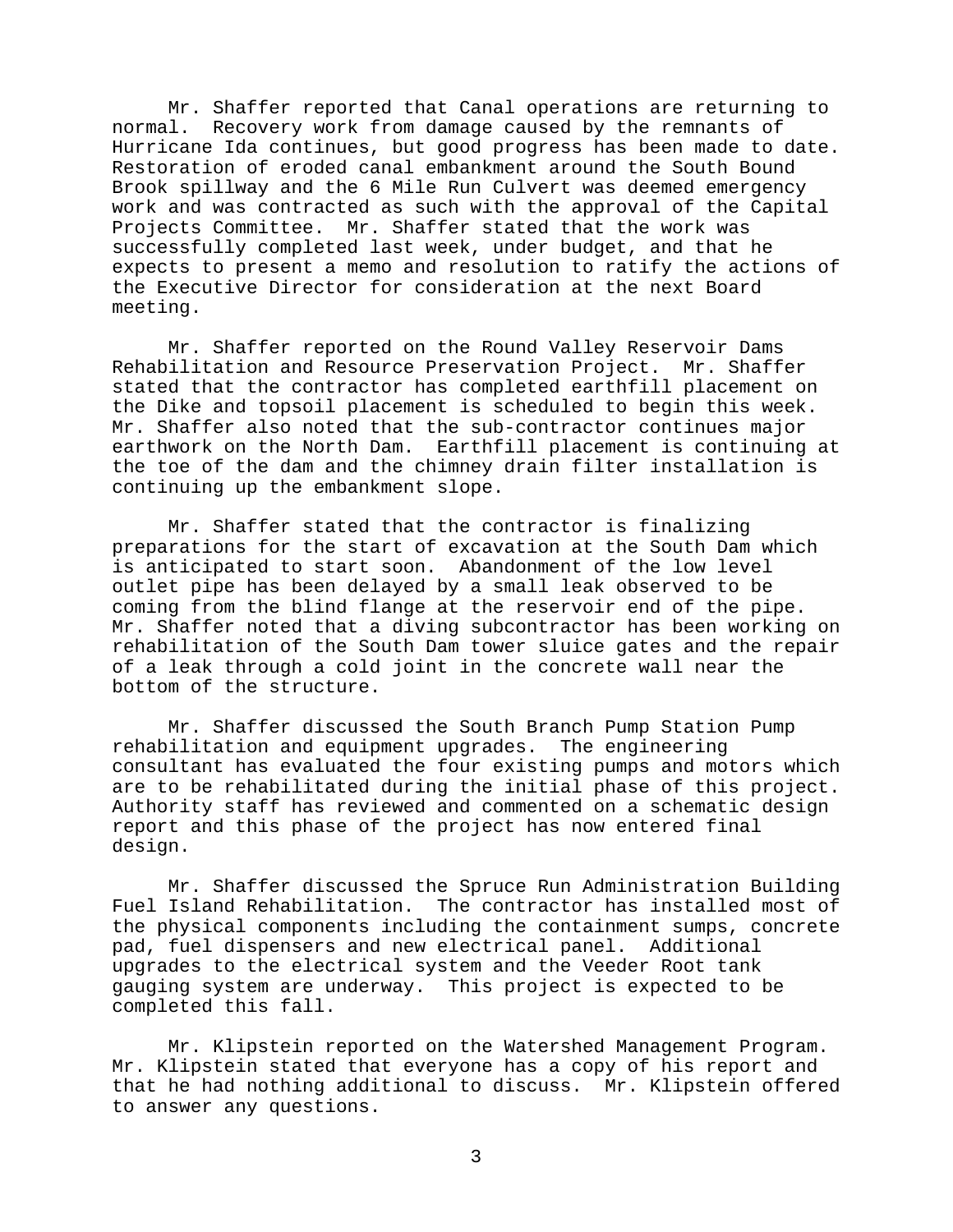Mr. Shaffer reported that Canal operations are returning to normal. Recovery work from damage caused by the remnants of Hurricane Ida continues, but good progress has been made to date. Restoration of eroded canal embankment around the South Bound Brook spillway and the 6 Mile Run Culvert was deemed emergency work and was contracted as such with the approval of the Capital Projects Committee. Mr. Shaffer stated that the work was successfully completed last week, under budget, and that he expects to present a memo and resolution to ratify the actions of the Executive Director for consideration at the next Board meeting.

Mr. Shaffer reported on the Round Valley Reservoir Dams Rehabilitation and Resource Preservation Project. Mr. Shaffer stated that the contractor has completed earthfill placement on the Dike and topsoil placement is scheduled to begin this week. Mr. Shaffer also noted that the sub-contractor continues major earthwork on the North Dam. Earthfill placement is continuing at the toe of the dam and the chimney drain filter installation is continuing up the embankment slope.

Mr. Shaffer stated that the contractor is finalizing preparations for the start of excavation at the South Dam which is anticipated to start soon. Abandonment of the low level outlet pipe has been delayed by a small leak observed to be coming from the blind flange at the reservoir end of the pipe. Mr. Shaffer noted that a diving subcontractor has been working on rehabilitation of the South Dam tower sluice gates and the repair of a leak through a cold joint in the concrete wall near the bottom of the structure.

Mr. Shaffer discussed the South Branch Pump Station Pump rehabilitation and equipment upgrades. The engineering consultant has evaluated the four existing pumps and motors which are to be rehabilitated during the initial phase of this project. Authority staff has reviewed and commented on a schematic design report and this phase of the project has now entered final design.

Mr. Shaffer discussed the Spruce Run Administration Building Fuel Island Rehabilitation. The contractor has installed most of the physical components including the containment sumps, concrete pad, fuel dispensers and new electrical panel. Additional upgrades to the electrical system and the Veeder Root tank gauging system are underway. This project is expected to be completed this fall.

Mr. Klipstein reported on the Watershed Management Program. Mr. Klipstein stated that everyone has a copy of his report and that he had nothing additional to discuss. Mr. Klipstein offered to answer any questions.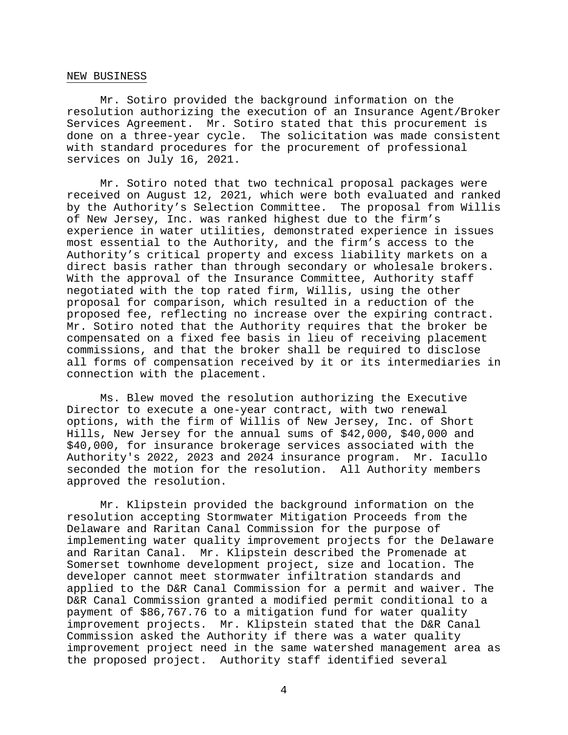NEW BUSINESS

Mr. Sotiro provided the background information on the resolution authorizing the execution of an Insurance Agent/Broker Services Agreement. Mr. Sotiro stated that this procurement is done on a three-year cycle. The solicitation was made consistent with standard procedures for the procurement of professional services on July 16, 2021.

Mr. Sotiro noted that two technical proposal packages were received on August 12, 2021, which were both evaluated and ranked by the Authority's Selection Committee. The proposal from Willis of New Jersey, Inc. was ranked highest due to the firm's experience in water utilities, demonstrated experience in issues most essential to the Authority, and the firm's access to the Authority's critical property and excess liability markets on a direct basis rather than through secondary or wholesale brokers. With the approval of the Insurance Committee, Authority staff negotiated with the top rated firm, Willis, using the other proposal for comparison, which resulted in a reduction of the proposed fee, reflecting no increase over the expiring contract. Mr. Sotiro noted that the Authority requires that the broker be compensated on a fixed fee basis in lieu of receiving placement commissions, and that the broker shall be required to disclose all forms of compensation received by it or its intermediaries in connection with the placement.

Ms. Blew moved the resolution authorizing the Executive Director to execute a one-year contract, with two renewal options, with the firm of Willis of New Jersey, Inc. of Short Hills, New Jersey for the annual sums of $42,000, $40,000 and $40,000, for insurance brokerage services associated with the Authority's 2022, 2023 and 2024 insurance program. Mr. Iacullo seconded the motion for the resolution. All Authority members approved the resolution.

Mr. Klipstein provided the background information on the resolution accepting Stormwater Mitigation Proceeds from the Delaware and Raritan Canal Commission for the purpose of implementing water quality improvement projects for the Delaware and Raritan Canal. Mr. Klipstein described the Promenade at Somerset townhome development project, size and location. The developer cannot meet stormwater infiltration standards and applied to the D&R Canal Commission for a permit and waiver. The D&R Canal Commission granted a modified permit conditional to a payment of $86,767.76 to a mitigation fund for water quality improvement projects. Mr. Klipstein stated that the D&R Canal Commission asked the Authority if there was a water quality improvement project need in the same watershed management area as the proposed project. Authority staff identified several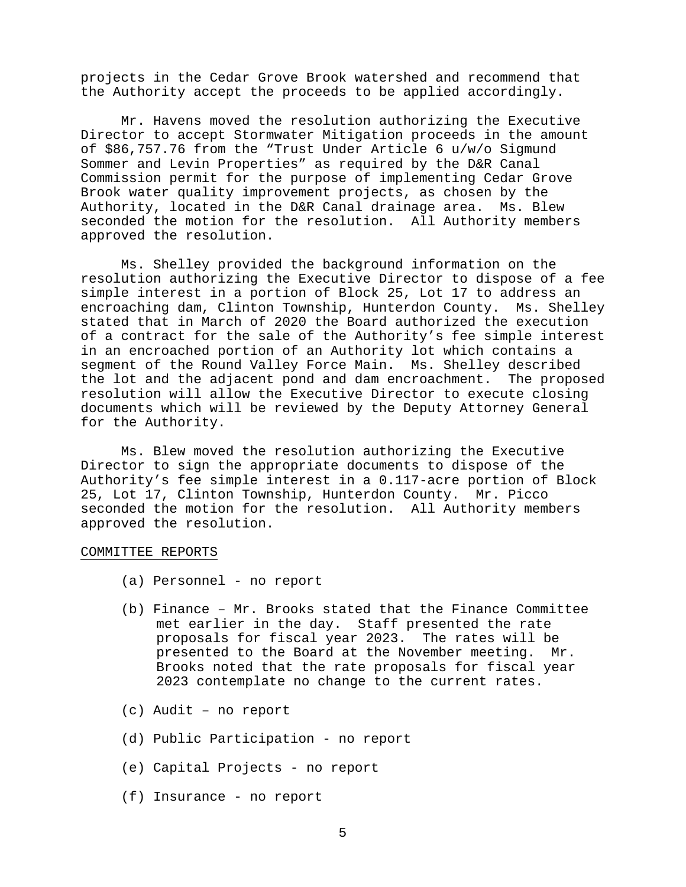projects in the Cedar Grove Brook watershed and recommend that the Authority accept the proceeds to be applied accordingly.

Mr. Havens moved the resolution authorizing the Executive Director to accept Stormwater Mitigation proceeds in the amount of $86,757.76 from the "Trust Under Article 6 u/w/o Sigmund Sommer and Levin Properties" as required by the D&R Canal Commission permit for the purpose of implementing Cedar Grove Brook water quality improvement projects, as chosen by the Authority, located in the D&R Canal drainage area. Ms. Blew seconded the motion for the resolution. All Authority members approved the resolution.

Ms. Shelley provided the background information on the resolution authorizing the Executive Director to dispose of a fee simple interest in a portion of Block 25, Lot 17 to address an encroaching dam, Clinton Township, Hunterdon County. Ms. Shelley stated that in March of 2020 the Board authorized the execution of a contract for the sale of the Authority's fee simple interest in an encroached portion of an Authority lot which contains a segment of the Round Valley Force Main. Ms. Shelley described the lot and the adjacent pond and dam encroachment. The proposed resolution will allow the Executive Director to execute closing documents which will be reviewed by the Deputy Attorney General for the Authority.

Ms. Blew moved the resolution authorizing the Executive Director to sign the appropriate documents to dispose of the Authority's fee simple interest in a 0.117-acre portion of Block 25, Lot 17, Clinton Township, Hunterdon County. Mr. Picco seconded the motion for the resolution. All Authority members approved the resolution.

COMMITTEE REPORTS

(a) Personnel - no report

(b) Finance – Mr. Brooks stated that the Finance Committee met earlier in the day. Staff presented the rate proposals for fiscal year 2023. The rates will be presented to the Board at the November meeting. Mr. Brooks noted that the rate proposals for fiscal year 2023 contemplate no change to the current rates.

(c) Audit – no report

(d) Public Participation - no report

(e) Capital Projects - no report

(f) Insurance - no report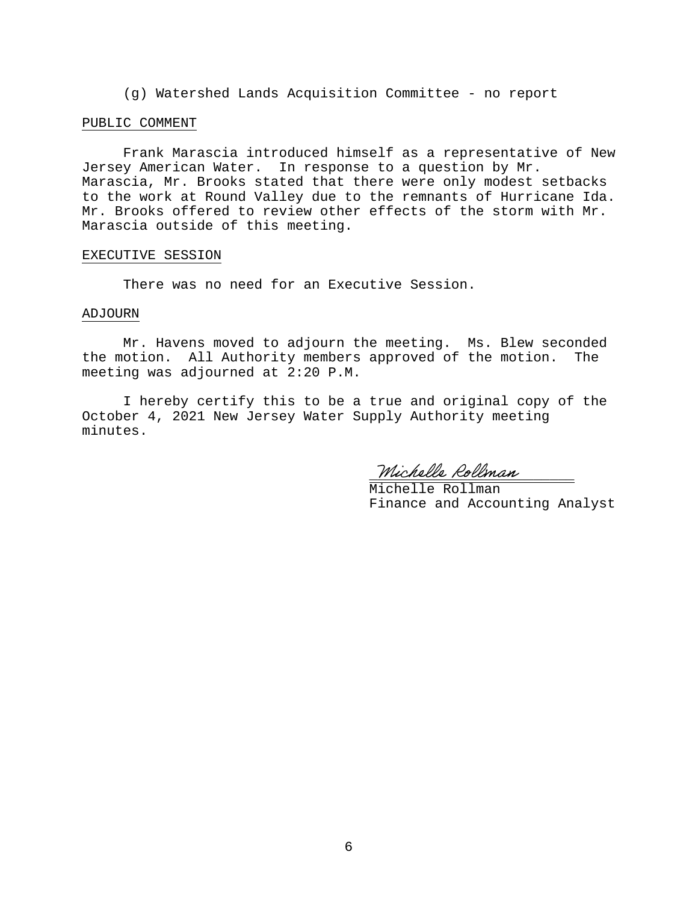(g) Watershed Lands Acquisition Committee - no report

PUBLIC COMMENT

Frank Marascia introduced himself as a representative of New Jersey American Water. In response to a question by Mr. Marascia, Mr. Brooks stated that there were only modest setbacks to the work at Round Valley due to the remnants of Hurricane Ida. Mr. Brooks offered to review other effects of the storm with Mr. Marascia outside of this meeting.

EXECUTIVE SESSION

There was no need for an Executive Session.

ADJOURN

Mr. Havens moved to adjourn the meeting. Ms. Blew seconded the motion. All Authority members approved of the motion. The meeting was adjourned at 2:20 P.M.

I hereby certify this to be a true and original copy of the October 4, 2021 New Jersey Water Supply Authority meeting minutes.

*Michelle Rollman*

Michelle Rollman
Finance and Accounting Analyst